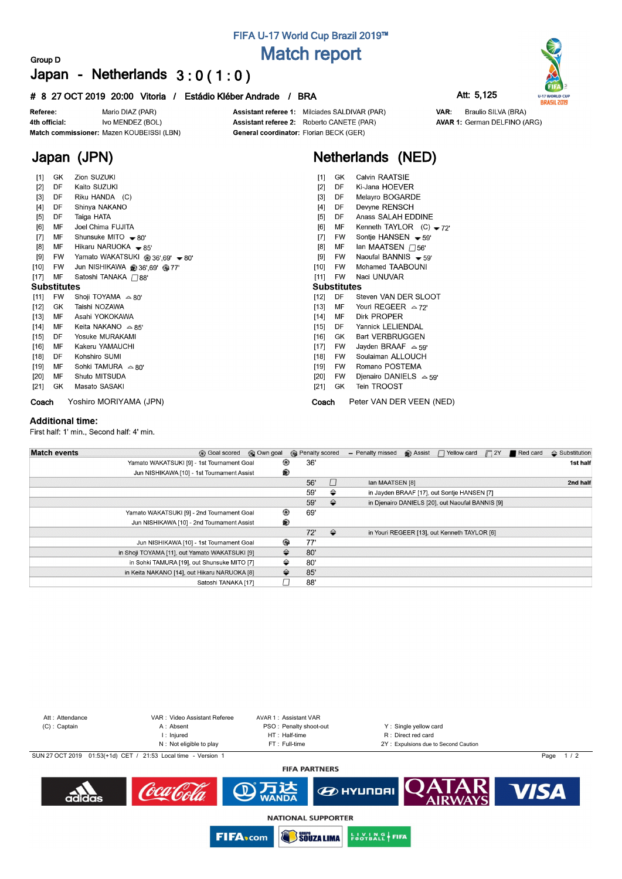# FIFA U-17 World Cup Brazil 2019™

# Match report

Group D

## Japan - Netherlands 3 : 0 ( 1 : 0 )

**# 8 27 OCT 2019 20:00 Vitoria / Estádio Kléber Andrade / BRA**

**Att: 5,125**

| | | | | | |
|---|---|---|---|---|---|
| **Referee:** | Mario DIAZ (PAR) | **Assistant referee 1:** | Milciades SALDIVAR (PAR) | **VAR:** | Braulio SILVA (BRA) |
| **4th official:** | Ivo MENDEZ (BOL) | **Assistant referee 2:** | Roberto CANETE (PAR) | **AVAR 1:** | German DELFINO (ARG) |
| **Match commissioner:** | Mazen KOUBEISSI (LBN) | **General coordinator:** | Florian BECK (GER) | | |

## Japan (JPN)

| | | |
|---|---|---|
| [1] | GK | Zion SUZUKI |
| [2] | DF | Kaito SUZUKI |
| [3] | DF | Riku HANDA (C) |
| [4] | DF | Shinya NAKANO |
| [5] | DF | Taiga HATA |
| [6] | MF | Joel Chima FUJITA |
| [7] | MF | Shunsuke MITO ▼80' |
| [8] | MF | Hikaru NARUOKA ▼85' |
| [9] | FW | Yamato WAKATSUKI ⚽36',69' ▼80' |
| [10] | FW | Jun NISHIKAWA (Assist) 36',69' ⚽77' |
| [17] | MF | Satoshi TANAKA □88' |

**Substitutes**

| | | |
|---|---|---|
| [11] | FW | Shoji TOYAMA ▲80' |
| [12] | GK | Taishi NOZAWA |
| [13] | MF | Asahi YOKOKAWA |
| [14] | MF | Keita NAKANO ▲85' |
| [15] | DF | Yosuke MURAKAMI |
| [16] | MF | Kakeru YAMAUCHI |
| [18] | DF | Kohshiro SUMI |
| [19] | MF | Sohki TAMURA ▲80' |
| [20] | MF | Shuto MITSUDA |
| [21] | GK | Masato SASAKI |

**Coach** Yoshiro MORIYAMA (JPN)

## Netherlands (NED)

| | | |
|---|---|---|
| [1] | GK | Calvin RAATSIE |
| [2] | DF | Ki-Jana HOEVER |
| [3] | DF | Melayro BOGARDE |
| [4] | DF | Devyne RENSCH |
| [5] | DF | Anass SALAH EDDINE |
| [6] | MF | Kenneth TAYLOR (C) ▼72' |
| [7] | FW | Sontje HANSEN ▼59' |
| [8] | MF | Ian MAATSEN □56' |
| [9] | FW | Naoufal BANNIS ▼59' |
| [10] | FW | Mohamed TAABOUNI |
| [11] | FW | Naci UNUVAR |

**Substitutes**

| | | |
|---|---|---|
| [12] | DF | Steven VAN DER SLOOT |
| [13] | MF | Youri REGEER ▲72' |
| [14] | MF | Dirk PROPER |
| [15] | DF | Yannick LELIENDAL |
| [16] | GK | Bart VERBRUGGEN |
| [17] | FW | Jayden BRAAF ▲59' |
| [18] | FW | Soulaiman ALLOUCH |
| [19] | FW | Romano POSTEMA |
| [20] | FW | Djenairo DANIELS ▲59' |
| [21] | GK | Tein TROOST |

**Coach** Peter VAN DER VEEN (NED)

### Additional time:

First half: 1' min., Second half: 4' min.

**Match events** (Goal scored, Own goal, Penalty scored, Penalty missed, Assist, Yellow card, 2Y, Red card, Substitution)

| Japan | | Minute | | Netherlands | |
|---|---|---|---|---|---|
| Yamato WAKATSUKI [9] - 1st Tournament Goal | Goal | 36' | | | 1st half |
| Jun NISHIKAWA [10] - 1st Tournament Assist | Assist | | | | |
| | | 56' | Yellow card | Ian MAATSEN [8] | 2nd half |
| | | 59' | Substitution | in Jayden BRAAF [17], out Sontje HANSEN [7] | |
| | | 59' | Substitution | in Djenairo DANIELS [20], out Naoufal BANNIS [9] | |
| Yamato WAKATSUKI [9] - 2nd Tournament Goal | Goal | 69' | | | |
| Jun NISHIKAWA [10] - 2nd Tournament Assist | Assist | | | | |
| | | 72' | Substitution | in Youri REGEER [13], out Kenneth TAYLOR [6] | |
| Jun NISHIKAWA [10] - 1st Tournament Goal | Goal | 77' | | | |
| in Shoji TOYAMA [11], out Yamato WAKATSUKI [9] | Substitution | 80' | | | |
| in Sohki TAMURA [19], out Shunsuke MITO [7] | Substitution | 80' | | | |
| in Keita NAKANO [14], out Hikaru NARUOKA [8] | Substitution | 85' | | | |
| Satoshi TANAKA [17] | Yellow card | 88' | | | |

Att : Attendance
(C) : Captain
VAR : Video Assistant Referee
A : Absent
I : Injured
N : Not eligible to play
AVAR 1 : Assistant VAR
PSO : Penalty shoot-out
HT : Half-time
FT : Full-time
Y : Single yellow card
R : Direct red card
2Y : Expulsions due to Second Caution

SUN 27 OCT 2019 01:53(+1d) CET / 21:53 Local time - Version 1

FIFA PARTNERS

NATIONAL SUPPORTER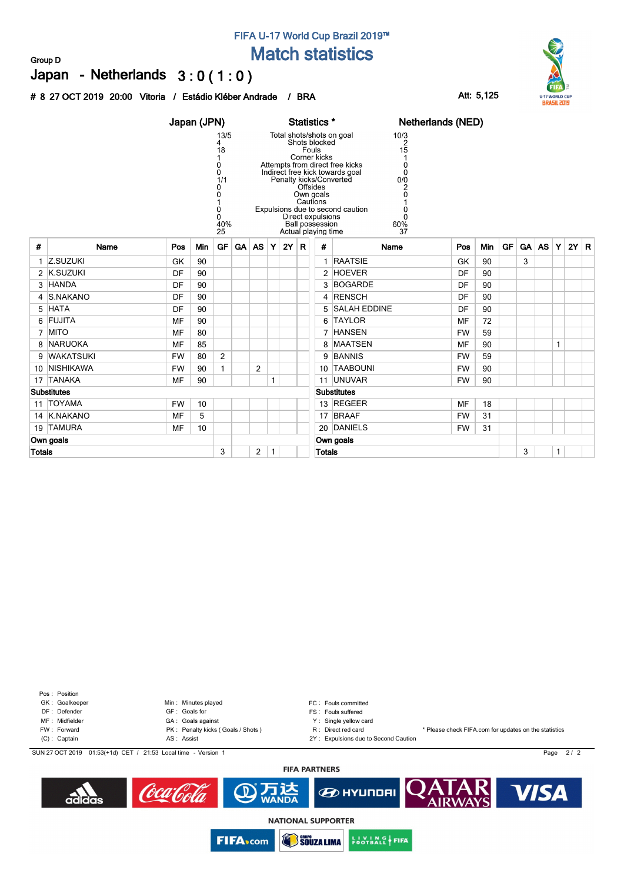# FIFA U-17 World Cup Brazil 2019™

## Match statistics

Group D

**Japan - Netherlands 3 : 0 ( 1 : 0 )**

**# 8 27 OCT 2019 20:00 Vitoria / Estádio Kléber Andrade / BRA**

Att: 5,125

| Japan (JPN) | Statistics * | Netherlands (NED) |
|---|---|---|
| 13/5 | Total shots/shots on goal | 10/3 |
| 4 | Shots blocked | 2 |
| 18 | Fouls | 15 |
| 1 | Corner kicks | 1 |
| 0 | Attempts from direct free kicks | 0 |
| 0 | Indirect free kick towards goal | 0 |
| 1/1 | Penalty kicks/Converted | 0/0 |
| 0 | Offsides | 2 |
| 0 | Own goals | 0 |
| 1 | Cautions | 1 |
| 0 | Expulsions due to second caution | 0 |
| 0 | Direct expulsions | 0 |
| 40% | Ball possession | 60% |
| 25 | Actual playing time | 37 |

### Japan (JPN)

| # | Name | Pos | Min | GF | GA | AS | Y | 2Y | R |
|---|---|---|---|---|---|---|---|---|---|
| 1 | Z.SUZUKI | GK | 90 | | | | | | |
| 2 | K.SUZUKI | DF | 90 | | | | | | |
| 3 | HANDA | DF | 90 | | | | | | |
| 4 | S.NAKANO | DF | 90 | | | | | | |
| 5 | HATA | DF | 90 | | | | | | |
| 6 | FUJITA | MF | 90 | | | | | | |
| 7 | MITO | MF | 80 | | | | | | |
| 8 | NARUOKA | MF | 85 | | | | | | |
| 9 | WAKATSUKI | FW | 80 | 2 | | | | | |
| 10 | NISHIKAWA | FW | 90 | 1 | | 2 | | | |
| 17 | TANAKA | MF | 90 | | | | 1 | | |
| **Substitutes** | | | | | | | | | |
| 11 | TOYAMA | FW | 10 | | | | | | |
| 14 | K.NAKANO | MF | 5 | | | | | | |
| 19 | TAMURA | MF | 10 | | | | | | |
| **Own goals** | | | | | | | | | |
| **Totals** | | | | 3 | | 2 | 1 | | |

### Netherlands (NED)

| # | Name | Pos | Min | GF | GA | AS | Y | 2Y | R |
|---|---|---|---|---|---|---|---|---|---|
| 1 | RAATSIE | GK | 90 | | 3 | | | | |
| 2 | HOEVER | DF | 90 | | | | | | |
| 3 | BOGARDE | DF | 90 | | | | | | |
| 4 | RENSCH | DF | 90 | | | | | | |
| 5 | SALAH EDDINE | DF | 90 | | | | | | |
| 6 | TAYLOR | MF | 72 | | | | | | |
| 7 | HANSEN | FW | 59 | | | | | | |
| 8 | MAATSEN | MF | 90 | | | | 1 | | |
| 9 | BANNIS | FW | 59 | | | | | | |
| 10 | TAABOUNI | FW | 90 | | | | | | |
| 11 | UNUVAR | FW | 90 | | | | | | |
| **Substitutes** | | | | | | | | | |
| 13 | REGEER | MF | 18 | | | | | | |
| 17 | BRAAF | FW | 31 | | | | | | |
| 20 | DANIELS | FW | 31 | | | | | | |
| **Own goals** | | | | | | | | | |
| **Totals** | | | | | 3 | | 1 | | |

Pos : Position
GK : Goalkeeper
DF : Defender
MF : Midfielder
FW : Forward
(C) : Captain

Min : Minutes played
GF : Goals for
GA : Goals against
PK : Penalty kicks ( Goals / Shots )
AS : Assist

FC : Fouls committed
FS : Fouls suffered
Y : Single yellow card
R : Direct red card
2Y : Expulsions due to Second Caution

\* Please check FIFA.com for updates on the statistics

SUN 27 OCT 2019 01:53(+1d) CET / 21:53 Local time - Version 1

FIFA PARTNERS

adidas, Coca-Cola, Wanda, Hyundai, Qatar Airways, Visa

NATIONAL SUPPORTER

FIFA.com, Grupo Souza Lima, Living Football FIFA